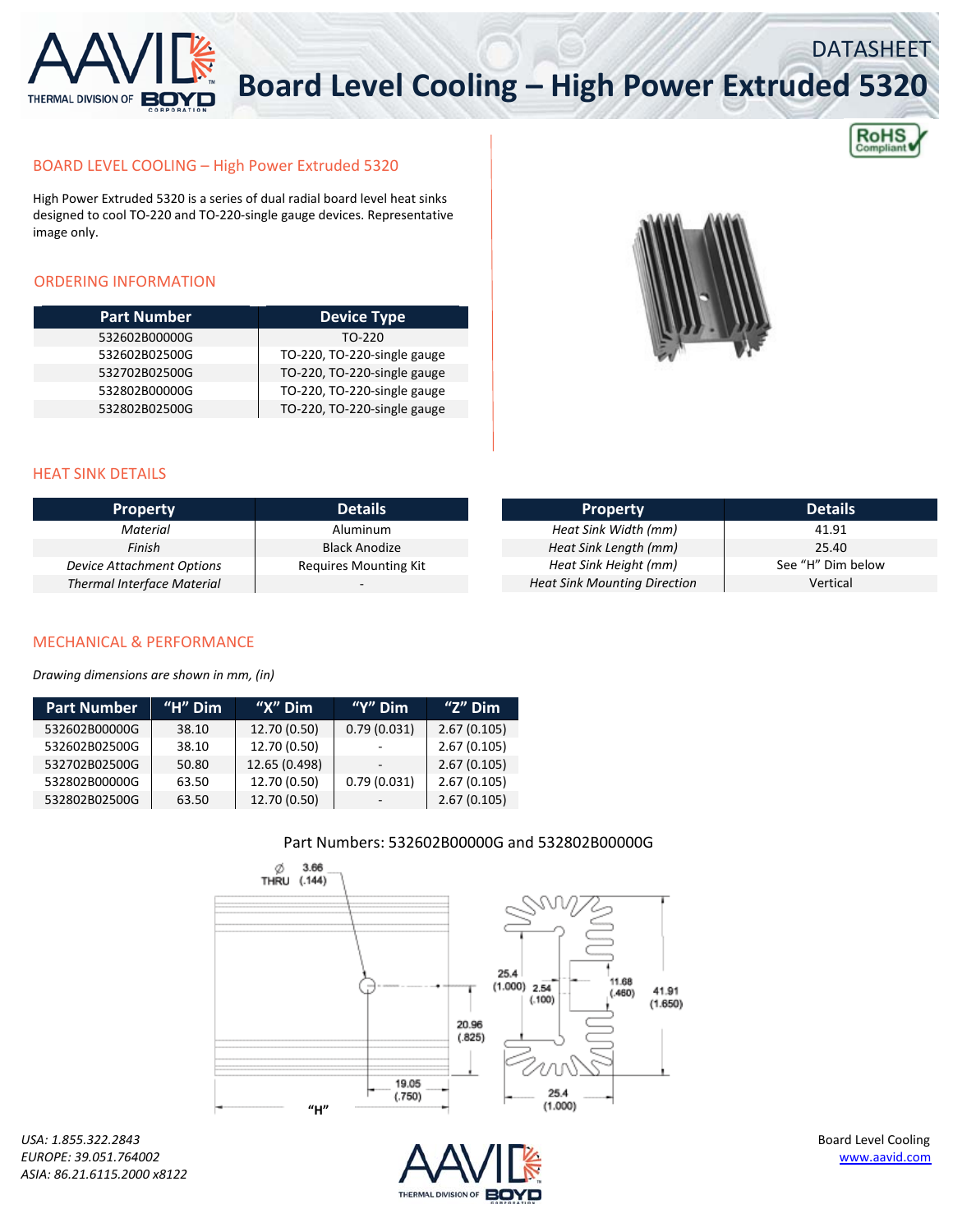# Board Level Cooling – High Power Extruded 5320

DATASHEET

RoHS Compliant

## BOARD LEVEL COOLING – High Power Extruded 5320

High Power Extruded 5320 is a series of dual radial board level heat sinks designed to cool TO-220 and TO-220-single gauge devices. Representative image only.

## ORDERING INFORMATION

| Part Number | Device Type |
|---|---|
| 532602B00000G | TO-220 |
| 532602B02500G | TO-220, TO-220-single gauge |
| 532702B02500G | TO-220, TO-220-single gauge |
| 532802B00000G | TO-220, TO-220-single gauge |
| 532802B02500G | TO-220, TO-220-single gauge |

## HEAT SINK DETAILS

| Property | Details |
|---|---|
| *Material* | Aluminum |
| *Finish* | Black Anodize |
| *Device Attachment Options* | Requires Mounting Kit |
| *Thermal Interface Material* | - |

| Property | Details |
|---|---|
| *Heat Sink Width (mm)* | 41.91 |
| *Heat Sink Length (mm)* | 25.40 |
| *Heat Sink Height (mm)* | See "H" Dim below |
| *Heat Sink Mounting Direction* | Vertical |

## MECHANICAL & PERFORMANCE

*Drawing dimensions are shown in mm, (in)*

| Part Number | "H" Dim | "X" Dim | "Y" Dim | "Z" Dim |
|---|---|---|---|---|
| 532602B00000G | 38.10 | 12.70 (0.50) | 0.79 (0.031) | 2.67 (0.105) |
| 532602B02500G | 38.10 | 12.70 (0.50) | - | 2.67 (0.105) |
| 532702B02500G | 50.80 | 12.65 (0.498) | - | 2.67 (0.105) |
| 532802B00000G | 63.50 | 12.70 (0.50) | 0.79 (0.031) | 2.67 (0.105) |
| 532802B02500G | 63.50 | 12.70 (0.50) | - | 2.67 (0.105) |

Part Numbers: 532602B00000G and 532802B00000G

Ø 3.66 (.144) THRU; 25.4 (1.000); 2.54 (.100); 11.68 (.460); 41.91 (1.650); 20.96 (.825); 19.05 (.750); 25.4 (1.000); "H"

USA: 1.855.322.2843
EUROPE: 39.051.764002
ASIA: 86.21.6115.2000 x8122

Board Level Cooling
www.aavid.com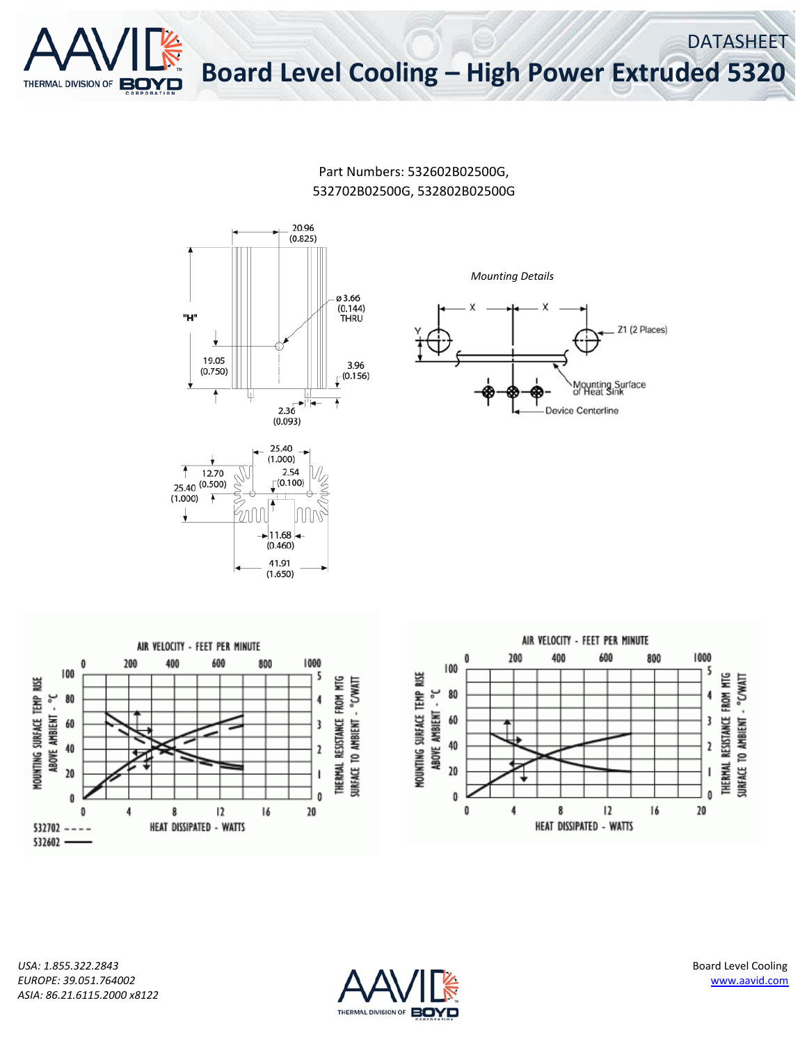# Board Level Cooling – High Power Extruded 5320

DATASHEET

Part Numbers: 532602B02500G, 532702B02500G, 532802B02500G

20.96
(0.825)

"H"

ø 3.66
(0.144)
THRU

19.05
(0.750)

3.96
(0.156)

2.36
(0.093)

25.40
(1.000)

12.70
(0.500)

25.40
(1.000)

2.54
(0.100)

11.68
(0.460)

41.91
(1.650)

*Mounting Details*

X X

Y

Z1 (2 Places)

Mounting Surface of Heat Sink

Device Centerline

AIR VELOCITY - FEET PER MINUTE

0 200 400 600 800 1000

MOUNTING SURFACE TEMP RISE ABOVE AMBIENT - °C

0 20 40 60 80 100

THERMAL RESISTANCE FROM MTG SURFACE TO AMBIENT - °C/WATT

0 1 2 3 4 5

HEAT DISSIPATED - WATTS

0 4 8 12 16 20

532702 - - - -
532602 ———

AIR VELOCITY - FEET PER MINUTE

0 200 400 600 800 1000

MOUNTING SURFACE TEMP RISE ABOVE AMBIENT - °C

0 20 40 60 80 100

THERMAL RESISTANCE FROM MTG SURFACE TO AMBIENT - °C/WATT

0 1 2 3 4 5

HEAT DISSIPATED - WATTS

0 4 8 12 16 20

*USA: 1.855.322.2843*
*EUROPE: 39.051.764002*
*ASIA: 86.21.6115.2000 x8122*

Board Level Cooling
www.aavid.com